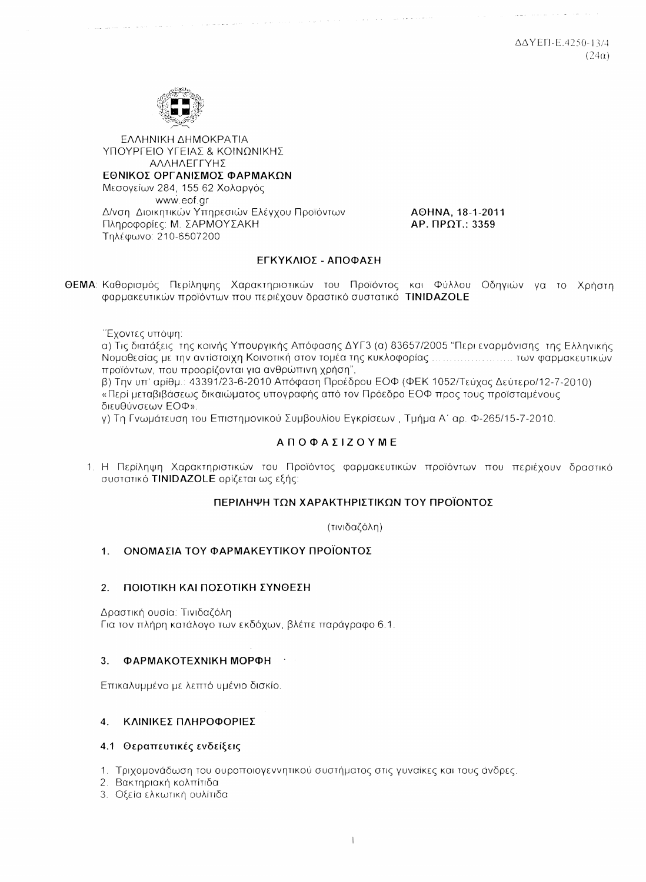ΔΔΥΕΠ-Ε.4250-13/4
(24α)

ΕΛΛΗΝΙΚΗ ΔΗΜΟΚΡΑΤΙΑ
ΥΠΟΥΡΓΕΙΟ ΥΓΕΙΑΣ & ΚΟΙΝΩΝΙΚΗΣ
ΑΛΛΗΛΕΓΓΥΗΣ
**ΕΘΝΙΚΟΣ ΟΡΓΑΝΙΣΜΟΣ ΦΑΡΜΑΚΩΝ**
Μεσογείων 284, 155 62 Χολαργός
www.eof.gr
Δ/νση Διοικητικών Υπηρεσιών Ελέγχου Προϊόντων
Πληροφορίες: Μ. ΣΑΡΜΟΥΣΑΚΗ
Τηλέφωνο: 210-6507200

**ΑΘΗΝΑ, 18-1-2011**
**ΑΡ. ΠΡΩΤ.: 3359**

**ΕΓΚΥΚΛΙΟΣ - ΑΠΟΦΑΣΗ**

**ΘΕΜΑ**: Καθορισμός Περίληψης Χαρακτηριστικών του Προϊόντος και Φύλλου Οδηγιών γα το Χρήστη φαρμακευτικών προϊόντων που περιέχουν δραστικό συστατικό **TINIDAZOLE**

Έχοντες υπόψη:
α) Τις διατάξεις της κοινής Υπουργικής Απόφασης ΔΥΓ3 (α) 83657/2005 "Περι εναρμόνισης της Ελληνικής Νομοθεσίας με την αντίστοιχη Κοινοτική στον τομέα της κυκλοφορίας ...................... των φαρμακευτικών προϊόντων, που προορίζονται για ανθρώπινη χρήση",
β) Την υπ' αριθμ.: 43391/23-6-2010 Απόφαση Προέδρου ΕΟΦ (ΦΕΚ 1052/Τεύχος Δεύτερο/12-7-2010) «Περί μεταβιβάσεως δικαιώματος υπογραφής από τον Πρόεδρο ΕΟΦ προς τους προϊσταμένους διευθύνσεων ΕΟΦ».
γ) Τη Γνωμάτευση του Επιστημονικού Συμβουλίου Εγκρίσεων , Τμήμα Α΄ αρ. Φ-265/15-7-2010.

**Α Π Ο Φ Α Σ Ι Ζ Ο Υ Μ Ε**

1. Η Περίληψη Χαρακτηριστικών του Προϊόντος φαρμακευτικών προϊόντων που περιέχουν δραστικό συστατικό **TINIDAZOLE** ορίζεται ως εξής:

## ΠΕΡΙΛΗΨΗ ΤΩΝ ΧΑΡΑΚΤΗΡΙΣΤΙΚΩΝ ΤΟΥ ΠΡΟΪΟΝΤΟΣ

(τινιδαζόλη)

### 1. ΟΝΟΜΑΣΙΑ ΤΟΥ ΦΑΡΜΑΚΕΥΤΙΚΟΥ ΠΡΟΪΟΝΤΟΣ

### 2. ΠΟΙΟΤΙΚΗ ΚΑΙ ΠΟΣΟΤΙΚΗ ΣΥΝΘΕΣΗ

Δραστική ουσία: Τινιδαζόλη
Για τον πλήρη κατάλογο των εκδόχων, βλέπε παράγραφο 6.1.

### 3. ΦΑΡΜΑΚΟΤΕΧΝΙΚΗ ΜΟΡΦΗ

Επικαλυμμένο με λεπτό υμένιο δισκίο.

### 4. ΚΛΙΝΙΚΕΣ ΠΛΗΡΟΦΟΡΙΕΣ

#### 4.1 Θεραπευτικές ενδείξεις

1. Τριχομονάδωση του ουροποιογεννητικού συστήματος στις γυναίκες και τους άνδρες.
2. Βακτηριακή κολπίτιδα
3. Οξεία ελκωτική ουλίτιδα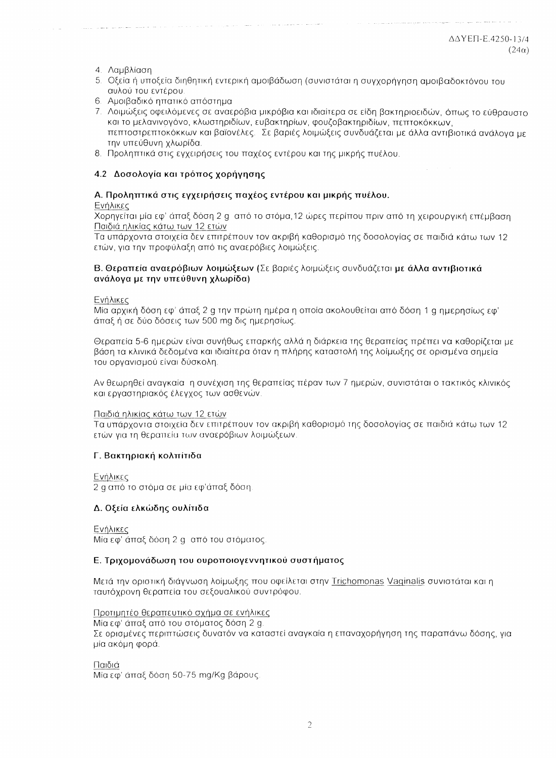4. Λαμβλίαση
5. Οξεία ή υποξεία διηθητική εντερική αμοιβάδωση (συνιστάται η συγχορήγηση αμοιβαδοκτόνου του αυλού του εντέρου.
6. Αμοιβαδικό ηπατικό απόστημα
7. Λοιμώξεις οφειλόμενες σε αναερόβια μικρόβια και ιδιαίτερα σε είδη βακτηριοειδών, όπως το εύθραυστο και το μελανινογόνο, κλωστηριδίων, ευβακτηρίων, φουζοβακτηριδίων, πεπτοκόκκων, πεπτοστρεπτοκόκκων και βαϊονέλες. Σε βαριές λοιμώξεις συνδυάζεται με άλλα αντιβιοτικά ανάλογα με την υπεύθυνη χλωρίδα.
8. Προληπτικά στις εγχειρήσεις του παχέος εντέρου και της μικρής πυέλου.

### 4.2 Δοσολογία και τρόπος χορήγησης

**Α. Προληπτικά στις εγχειρήσεις παχέος εντέρου και μικρής πυέλου.**

Ενήλικες

Χορηγείται μία εφ' άπαξ δόση 2 g από το στόμα,12 ώρες περίπου πριν από τη χειρουργική επέμβαση

Παιδιά ηλικίας κάτω των 12 ετών

Τα υπάρχοντα στοιχεία δεν επιτρέπουν τον ακριβή καθορισμό της δοσολογίας σε παιδιά κάτω των 12 ετών, για την προφύλαξη από τις αναερόβιες λοιμώξεις.

**Β. Θεραπεία αναερόβιων λοιμώξεων (**Σε βαριές λοιμώξεις συνδυάζεται **με άλλα αντιβιοτικά ανάλογα με την υπεύθυνη χλωρίδα)**

Ενήλικες

Μία αρχική δόση εφ' άπαξ 2 g την πρώτη ημέρα η οποία ακολουθείται από δόση 1 g ημερησίως εφ' άπαξ ή σε δύο δόσεις των 500 mg δις ημερησίως.

Θεραπεία 5-6 ημερών είναι συνήθως επαρκής αλλά η διάρκεια της θεραπείας πρέπει να καθορίζεται με βάση τα κλινικά δεδομένα και ιδιαίτερα όταν η πλήρης καταστολή της λοίμωξης σε ορισμένα σημεία του οργανισμού είναι δύσκολη.

Αν θεωρηθεί αναγκαία η συνέχιση της θεραπείας πέραν των 7 ημερών, συνιστάται ο τακτικός κλινικός και εργαστηριακός έλεγχος των ασθενών.

Παιδιά ηλικίας κάτω των 12 ετών

Τα υπάρχοντα στοιχεία δεν επιτρέπουν τον ακριβή καθορισμό της δοσολογίας σε παιδιά κάτω των 12 ετών για τη θεραπεία των αναερόβιων λοιμώξεων.

**Γ. Βακτηριακή κολπίτιδα**

Ενήλικες

2 g από το στόμα σε μία εφ'άπαξ δόση.

**Δ. Οξεία ελκώδης ουλίτιδα**

Ενήλικες

Μία εφ' άπαξ δόση 2 g από του στόματος.

**Ε. Τριχομονάδωση του ουροποιογεννητικού συστήματος**

Μετά την οριστική διάγνωση λοίμωξης που οφείλεται στην Trichomonas Vaginalis συνιστάται και η ταυτόχρονη θεραπεία του σεξουαλικού συντρόφου.

Προτιμητέο θεραπευτικό σχήμα σε ενήλικες

Μία εφ' άπαξ από του στόματος δόση 2 g.

Σε ορισμένες περιπτώσεις δυνατόν να καταστεί αναγκαία η επαναχορήγηση της παραπάνω δόσης, για μία ακόμη φορά.

Παιδιά

Μία εφ' άπαξ δόση 50-75 mg/Kg βάρους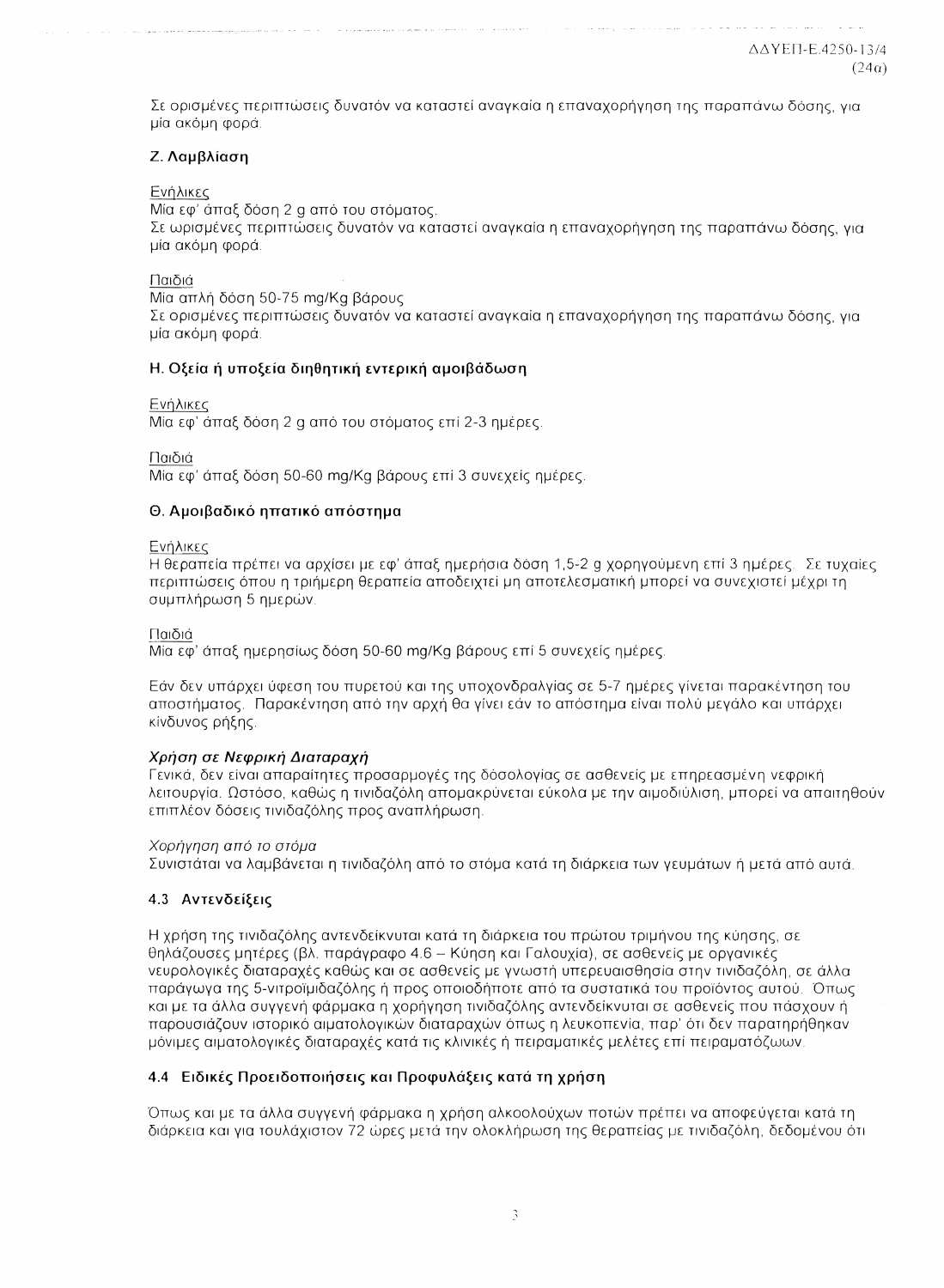Σε ορισμένες περιπτώσεις δυνατόν να καταστεί αναγκαία η επαναχορήγηση της παραπάνω δόσης, για μία ακόμη φορά.

### Ζ. Λαμβλίαση

<u>Ενήλικες</u>
Μία εφ' άπαξ δόση 2 g από του στόματος.
Σε ωρισμένες περιπτώσεις δυνατόν να καταστεί αναγκαία η επαναχορήγηση της παραπάνω δόσης, για μία ακόμη φορά.

<u>Παιδιά</u>
Μία απλή δόση 50-75 mg/Kg βάρους
Σε ορισμένες περιπτώσεις δυνατόν να καταστεί αναγκαία η επαναχορήγηση της παραπάνω δόσης, για μία ακόμη φορά.

### Η. Οξεία ή υποξεία διηθητική εντερική αμοιβάδωση

<u>Ενήλικες</u>
Μία εφ' άπαξ δόση 2 g από του στόματος επί 2-3 ημέρες.

<u>Παιδιά</u>
Μία εφ' άπαξ δόση 50-60 mg/Kg βάρους επί 3 συνεχείς ημέρες.

### Θ. Αμοιβαδικό ηπατικό απόστημα

<u>Ενήλικες</u>
Η θεραπεία πρέπει να αρχίσει με εφ' άπαξ ημερήσια δόση 1,5-2 g χορηγούμενη επί 3 ημέρες. Σε τυχαίες περιπτώσεις όπου η τριήμερη θεραπεία αποδειχτεί μη αποτελεσματική μπορεί να συνεχιστεί μέχρι τη συμπλήρωση 5 ημερών.

<u>Παιδιά</u>
Μία εφ' άπαξ ημερησίως δόση 50-60 mg/Kg βάρους επί 5 συνεχείς ημέρες.

Εάν δεν υπάρχει ύφεση του πυρετού και της υποχονδραλγίας σε 5-7 ημέρες γίνεται παρακέντηση του αποστήματος. Παρακέντηση από την αρχή θα γίνει εάν το απόστημα είναι πολύ μεγάλο και υπάρχει κίνδυνος ρήξης.

***Χρήση σε Νεφρική Διαταραχή***
Γενικά, δεν είναι απαραίτητες προσαρμογές της δοσολογίας σε ασθενείς με επηρεασμένη νεφρική λειτουργία. Ωστόσο, καθώς η τινιδαζόλη απομακρύνεται εύκολα με την αιμοδιύλιση, μπορεί να απαιτηθούν επιπλέον δόσεις τινιδαζόλης προς αναπλήρωση.

*Χορήγηση από το στόμα*
Συνιστάται να λαμβάνεται η τινιδαζόλη από το στόμα κατά τη διάρκεια των γευμάτων ή μετά από αυτά.

## 4.3 Αντενδείξεις

Η χρήση της τινιδαζόλης αντενδείκνυται κατά τη διάρκεια του πρώτου τριμήνου της κύησης, σε θηλάζουσες μητέρες (βλ. παράγραφο 4.6 – Κύηση και Γαλουχία), σε ασθενείς με οργανικές νευρολογικές διαταραχές καθώς και σε ασθενείς με γνωστή υπερευαισθησία στην τινιδαζόλη, σε άλλα παράγωγα της 5-νιτροϊμιδαζόλης ή προς οποιοδήποτε από τα συστατικά του προϊόντος αυτού. Όπως και με τα άλλα συγγενή φάρμακα η χορήγηση τινιδαζόλης αντενδείκνυται σε ασθενείς που πάσχουν ή παρουσιάζουν ιστορικό αιματολογικών διαταραχών όπως η λευκοπενία, παρ' ότι δεν παρατηρήθηκαν μόνιμες αιματολογικές διαταραχές κατά τις κλινικές ή πειραματικές μελέτες επί πειραματόζωων.

## 4.4 Ειδικές Προειδοποιήσεις και Προφυλάξεις κατά τη χρήση

Όπως και με τα άλλα συγγενή φάρμακα η χρήση αλκοολούχων ποτών πρέπει να αποφεύγεται κατά τη διάρκεια και για τουλάχιστον 72 ώρες μετά την ολοκλήρωση της θεραπείας με τινιδαζόλη, δεδομένου ότι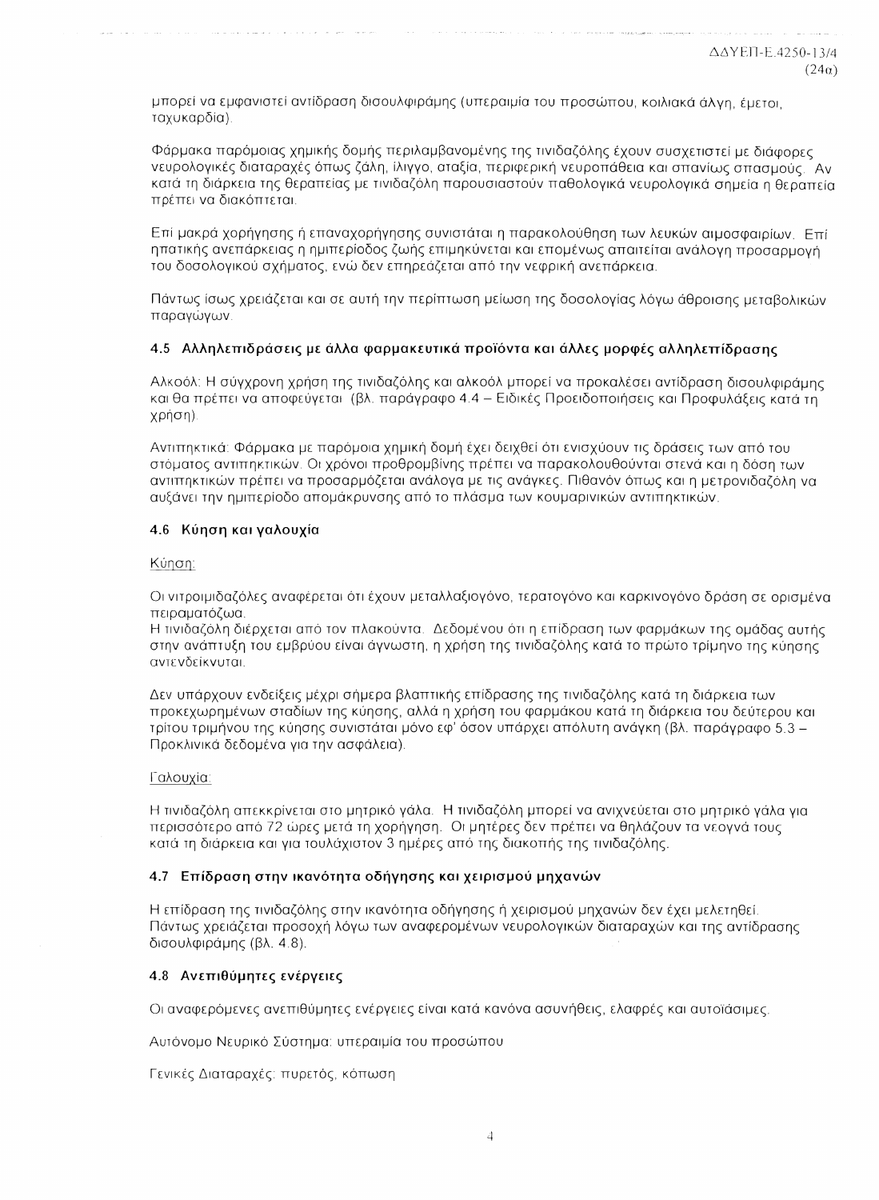μπορεί να εμφανιστεί αντίδραση δισουλφιράμης (υπεραιμία του προσώπου, κοιλιακά άλγη, έμετοι, ταχυκαρδία).

Φάρμακα παρόμοιας χημικής δομής περιλαμβανομένης της τινιδαζόλης έχουν συσχετιστεί με διάφορες νευρολογικές διαταραχές όπως ζάλη, ίλιγγο, αταξία, περιφερική νευροπάθεια και σπανίως σπασμούς. Αν κατά τη διάρκεια της θεραπείας με τινιδαζόλη παρουσιαστούν παθολογικά νευρολογικά σημεία η θεραπεία πρέπει να διακόπτεται.

Επί μακρά χορήγησης ή επαναχορήγησης συνιστάται η παρακολούθηση των λευκών αιμοσφαιρίων. Επί ηπατικής ανεπάρκειας η ημιπερίοδος ζωής επιμηκύνεται και επομένως απαιτείται ανάλογη προσαρμογή του δοσολογικού σχήματος, ενώ δεν επηρεάζεται από την νεφρική ανεπάρκεια.

Πάντως ίσως χρειάζεται και σε αυτή την περίπτωση μείωση της δοσολογίας λόγω άθροισης μεταβολικών παραγώγων.

### 4.5 Αλληλεπιδράσεις με άλλα φαρμακευτικά προϊόντα και άλλες μορφές αλληλεπίδρασης

Αλκοόλ: Η σύγχρονη χρήση της τινιδαζόλης και αλκοόλ μπορεί να προκαλέσει αντίδραση δισουλφιράμης και θα πρέπει να αποφεύγεται (βλ. παράγραφο 4.4 – Ειδικές Προειδοποιήσεις και Προφυλάξεις κατά τη χρήση).

Αντιπηκτικά: Φάρμακα με παρόμοια χημική δομή έχει δειχθεί ότι ενισχύουν τις δράσεις των από του στόματος αντιπηκτικών. Οι χρόνοι προθρομβίνης πρέπει να παρακολουθούνται στενά και η δόση των αντιπηκτικών πρέπει να προσαρμόζεται ανάλογα με τις ανάγκες. Πιθανόν όπως και η μετρονιδαζόλη να αυξάνει την ημιπερίοδο απομάκρυνσης από το πλάσμα των κουμαρινικών αντιπηκτικών.

### 4.6 Κύηση και γαλουχία

Κύηση:

Οι νιτροιμιδαζόλες αναφέρεται ότι έχουν μεταλλαξιογόνο, τερατογόνο και καρκινογόνο δράση σε ορισμένα πειραματόζωα.
Η τινιδαζόλη διέρχεται από τον πλακούντα. Δεδομένου ότι η επίδραση των φαρμάκων της ομάδας αυτής στην ανάπτυξη του εμβρύου είναι άγνωστη, η χρήση της τινιδαζόλης κατά το πρώτο τρίμηνο της κύησης αντενδείκνυται.

Δεν υπάρχουν ενδείξεις μέχρι σήμερα βλαπτικής επίδρασης της τινιδαζόλης κατά τη διάρκεια των προκεχωρημένων σταδίων της κύησης, αλλά η χρήση του φαρμάκου κατά τη διάρκεια του δεύτερου και τρίτου τριμήνου της κύησης συνιστάται μόνο εφ' όσον υπάρχει απόλυτη ανάγκη (βλ. παράγραφο 5.3 – Προκλινικά δεδομένα για την ασφάλεια).

Γαλουχία:

Η τινιδαζόλη απεκκρίνεται στο μητρικό γάλα. Η τινιδαζόλη μπορεί να ανιχνεύεται στο μητρικό γάλα για περισσότερο από 72 ώρες μετά τη χορήγηση. Οι μητέρες δεν πρέπει να θηλάζουν τα νεογνά τους κατά τη διάρκεια και για τουλάχιστον 3 ημέρες από της διακοπής της τινιδαζόλης.

### 4.7 Επίδραση στην ικανότητα οδήγησης και χειρισμού μηχανών

Η επίδραση της τινιδαζόλης στην ικανότητα οδήγησης ή χειρισμού μηχανών δεν έχει μελετηθεί. Πάντως χρειάζεται προσοχή λόγω των αναφερομένων νευρολογικών διαταραχών και της αντίδρασης δισουλφιράμης (βλ. 4.8).

### 4.8 Ανεπιθύμητες ενέργειες

Οι αναφερόμενες ανεπιθύμητες ενέργειες είναι κατά κανόνα ασυνήθεις, ελαφρές και αυτοϊάσιμες.

Αυτόνομο Νευρικό Σύστημα: υπεραιμία του προσώπου

Γενικές Διαταραχές: πυρετός, κόπωση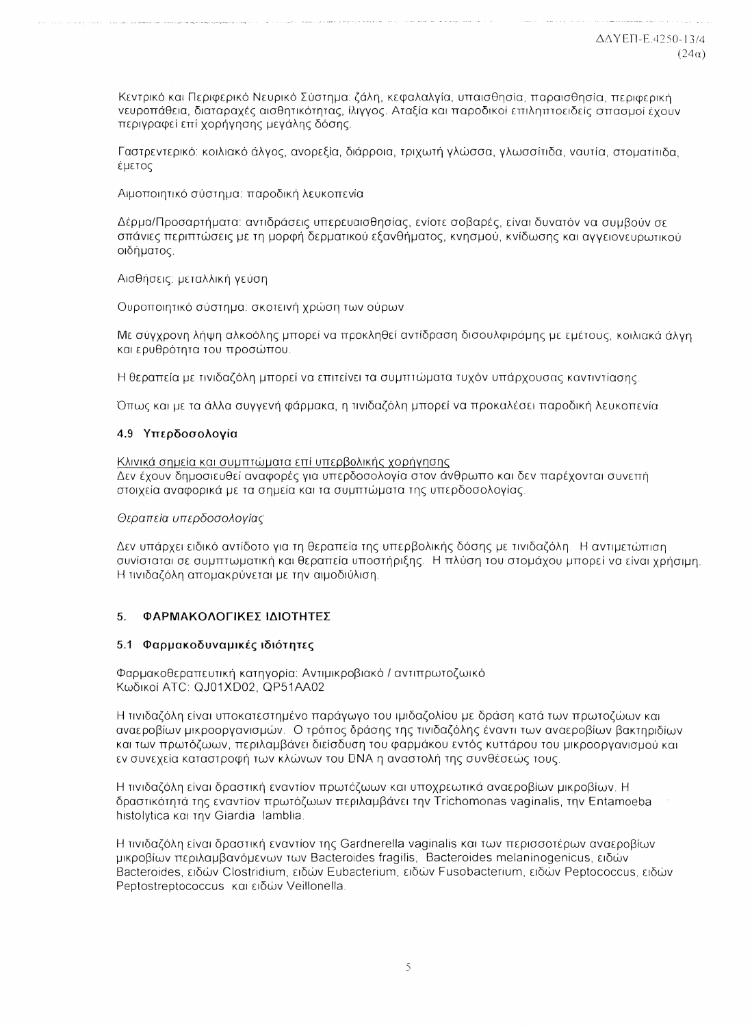Κεντρικό και Περιφερικό Νευρικό Σύστημα: ζάλη, κεφαλαλγία, υπαισθησία, παραισθησία, περιφερική νευροπάθεια, διαταραχές αισθητικότητας, ίλιγγος. Αταξία και παροδικοί επιληπτοειδείς σπασμοί έχουν περιγραφεί επί χορήγησης μεγάλης δόσης.

Γαστρεντερικό: κοιλιακό άλγος, ανορεξία, διάρροια, τριχωτή γλώσσα, γλωσσίτιδα, ναυτία, στοματίτιδα, έμετος

Αιμοποιητικό σύστημα: παροδική λευκοπενία

Δέρμα/Προσαρτήματα: αντιδράσεις υπερευαισθησίας, ενίοτε σοβαρές, είναι δυνατόν να συμβούν σε σπάνιες περιπτώσεις με τη μορφή δερματικού εξανθήματος, κνησμού, κνίδωσης και αγγειονευρωτικού οιδήματος.

Αισθήσεις: μεταλλική γεύση

Ουροποιητικό σύστημα: σκοτεινή χρώση των ούρων

Με σύγχρονη λήψη αλκοόλης μπορεί να προκληθεί αντίδραση δισουλφιράμης με εμέτους, κοιλιακά άλγη και ερυθρότητα του προσώπου.

Η θεραπεία με τινιδαζόλη μπορεί να επιτείνει τα συμπτώματα τυχόν υπάρχουσας καντιντίασης.

Όπως και με τα άλλα συγγενή φάρμακα, η τινιδαζόλη μπορεί να προκαλέσει παροδική λευκοπενία.

### 4.9 Υπερδοσολογία

Κλινικά σημεία και συμπτώματα επί υπερβολικής χορήγησης

Δεν έχουν δημοσιευθεί αναφορές για υπερδοσολογία στον άνθρωπο και δεν παρέχονται συνεπή στοιχεία αναφορικά με τα σημεία και τα συμπτώματα της υπερδοσολογίας.

*Θεραπεία υπερδοσολογίας*

Δεν υπάρχει ειδικό αντίδοτο για τη θεραπεία της υπερβολικής δόσης με τινιδαζόλη. Η αντιμετώπιση συνίσταται σε συμπτωματική και θεραπεία υποστήριξης. Η πλύση του στομάχου μπορεί να είναι χρήσιμη. Η τινιδαζόλη απομακρύνεται με την αιμοδιύλιση.

## 5. ΦΑΡΜΑΚΟΛΟΓΙΚΕΣ ΙΔΙΟΤΗΤΕΣ

### 5.1 Φαρμακοδυναμικές ιδιότητες

Φαρμακοθεραπευτική κατηγορία: Αντιμικροβιακό / αντιπρωτοζωικό
Κωδικοί ATC: QJ01XD02, QP51AA02

Η τινιδαζόλη είναι υποκατεστημένο παράγωγο του ιμιδαζολίου με δράση κατά των πρωτοζώων και αναεροβίων μικροοργανισμών. Ο τρόπος δράσης της τινιδαζόλης έναντι των αναεροβίων βακτηριδίων και των πρωτόζωων, περιλαμβάνει διείσδυση του φαρμάκου εντός κυττάρου του μικροοργανισμού και εν συνεχεία καταστροφή των κλώνων του DNA η αναστολή της συνθέσεώς τους.

Η τινιδαζόλη είναι δραστική εναντίον πρωτόζωων και υποχρεωτικά αναεροβίων μικροβίων. Η δραστικότητά της εναντίον πρωτόζωων περιλαμβάνει την Trichomonas vaginalis, την Entamoeba histolytica και την Giardia lamblia.

Η τινιδαζόλη είναι δραστική εναντίον της Gardnerella vaginalis και των περισσοτέρων αναεροβίων μικροβίων περιλαμβανόμενων των Bacteroides fragilis, Bacteroides melaninogenicus, ειδών Bacteroides, ειδών Clostridium, ειδών Eubacterium, ειδών Fusobacterium, ειδών Peptococcus, ειδών Peptostreptococcus και ειδών Veillonella.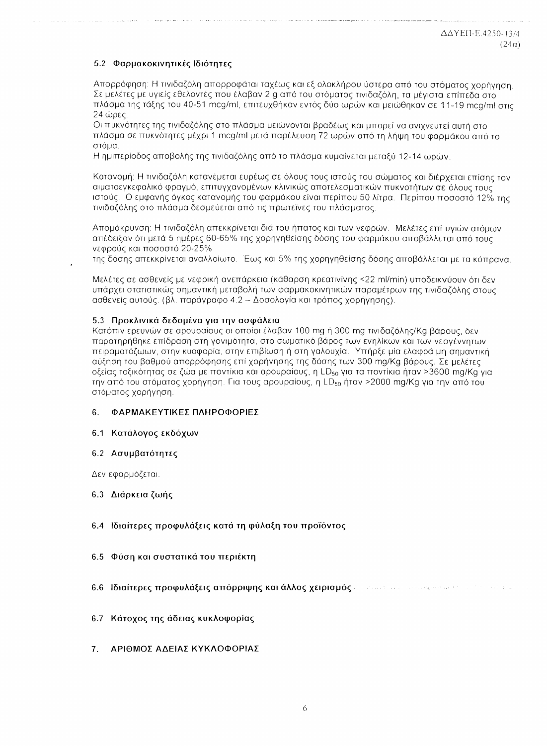### 5.2 Φαρμακοκινητικές Ιδιότητες

Απορρόφηση: Η τινιδαζόλη απορροφάται ταχέως και εξ ολοκλήρου ύστερα από του στόματος χορήγηση. Σε μελέτες με υγιείς εθελοντές που έλαβαν 2 g από του στόματος τινιδαζόλη, τα μέγιστα επίπεδα στο πλάσμα της τάξης του 40-51 mcg/ml, επιτευχθήκαν εντός δύο ωρών και μειώθηκαν σε 11-19 mcg/ml στις 24 ώρες.

Οι πυκνότητες της τινιδαζόλης στο πλάσμα μειώνονται βραδέως και μπορεί να ανιχνευτεί αυτή στο πλάσμα σε πυκνότητες μέχρι 1 mcg/ml μετά παρέλευση 72 ωρών από τη λήψη του φαρμάκου από το στόμα.

Η ημιπερίοδος αποβολής της τινιδαζόλης από το πλάσμα κυμαίνεται μεταξύ 12-14 ωρών.

Κατανομή: Η τινιδαζόλη κατανέμεται ευρέως σε όλους τους ιστούς του σώματος και διέρχεται επίσης τον αιματοεγκεφαλικό φραγμό, επιτυγχανομένων κλινικώς αποτελεσματικών πυκνοτήτων σε όλους τους ιστούς. Ο εμφανής όγκος κατανομής του φαρμάκου είναι περίπου 50 λίτρα. Περίπου ποσοστό 12% της τινιδαζόλης στο πλάσμα δεσμεύεται από τις πρωτεΐνες του πλάσματος.

Απομάκρυνση: Η τινιδαζόλη απεκκρίνεται διά του ήπατος και των νεφρών. Μελέτες επί υγιών ατόμων απέδειξαν ότι μετά 5 ημέρες 60-65% της χορηγηθείσης δόσης του φαρμάκου αποβάλλεται από τους νεφρούς και ποσοστό 20-25% της δόσης απεκκρίνεται αναλλοίωτο. Έως και 5% της χορηγηθείσης δόσης αποβάλλεται με τα κόπρανα.

Μελέτες σε ασθενείς με νεφρική ανεπάρκεια (κάθαρση κρεατινίνης <22 ml/min) υποδεικνύουν ότι δεν υπάρχει στατιστικώς σημαντική μεταβολή των φαρμακοκινητικών παραμέτρων της τινιδαζόλης στους ασθενείς αυτούς. (βλ. παράγραφο 4.2 – Δοσολογία και τρόπος χορήγησης).

### 5.3 Προκλινικά δεδομένα για την ασφάλεια

Κατόπιν ερευνών σε αρουραίους οι οποίοι έλαβαν 100 mg ή 300 mg τινιδαζόλης/Kg βάρους, δεν παρατηρήθηκε επίδραση στη γονιμότητα, στο σωματικό βάρος των ενηλίκων και των νεογέννητων πειραματόζωων, στην κυοφορία, στην επιβίωση ή στη γαλουχία. Υπήρξε μία ελαφρά μη σημαντική αύξηση του βαθμού απορρόφησης επί χορήγησης της δόσης των 300 mg/Kg βάρους. Σε μελέτες οξείας τοξικότητας σε ζώα με ποντίκια και αρουραίους, η $LD_{50}$ για τα ποντίκια ήταν >3600 mg/Kg για την από του στόματος χορήγηση. Για τους αρουραίους, η $LD_{50}$ ήταν >2000 mg/Kg για την από του στόματος χορήγηση.

## 6. ΦΑΡΜΑΚΕΥΤΙΚΕΣ ΠΛΗΡΟΦΟΡΙΕΣ

### 6.1 Κατάλογος εκδόχων

### 6.2 Ασυμβατότητες

Δεν εφαρμόζεται.

### 6.3 Διάρκεια ζωής

### 6.4 Ιδιαίτερες προφυλάξεις κατά τη φύλαξη του προϊόντος

### 6.5 Φύση και συστατικά του περιέκτη

### 6.6 Ιδιαίτερες προφυλάξεις απόρριψης και άλλος χειρισμός

### 6.7 Κάτοχος της άδειας κυκλοφορίας

## 7. ΑΡΙΘΜΟΣ ΑΔΕΙΑΣ ΚΥΚΛΟΦΟΡΙΑΣ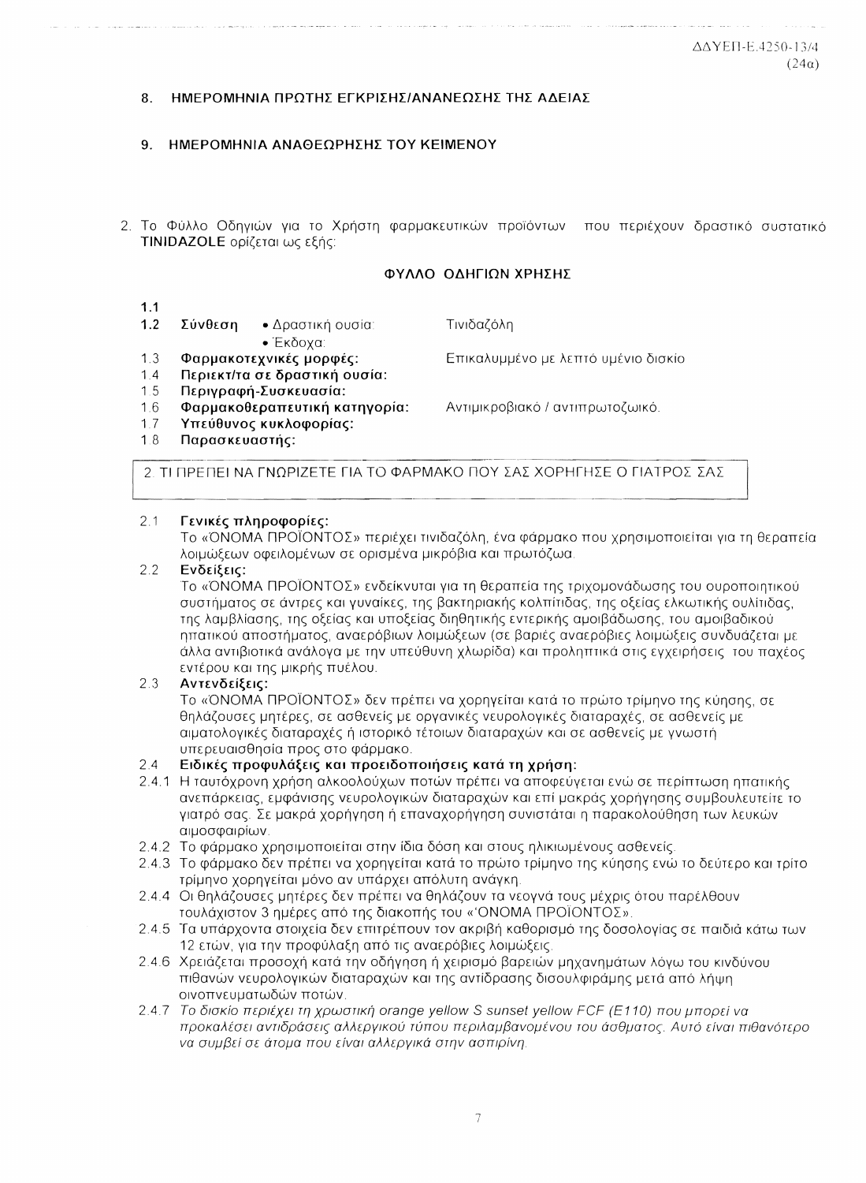ΔΔΥΕΠ-Ε.4250-13/4
(24α)

## 8. ΗΜΕΡΟΜΗΝΙΑ ΠΡΩΤΗΣ ΕΓΚΡΙΣΗΣ/ΑΝΑΝΕΩΣΗΣ ΤΗΣ ΑΔΕΙΑΣ

## 9. ΗΜΕΡΟΜΗΝΙΑ ΑΝΑΘΕΩΡΗΣΗΣ ΤΟΥ ΚΕΙΜΕΝΟΥ

2. Το Φύλλο Οδηγιών για το Χρήστη φαρμακευτικών προϊόντων που περιέχουν δραστικό συστατικό **TINIDAZOLE** ορίζεται ως εξής:

### ΦΥΛΛΟ ΟΔΗΓΙΩΝ ΧΡΗΣΗΣ

**1.1**

**1.2 Σύνθεση** • Δραστική ουσία: Τινιδαζόλη
• Έκδοχα:

1.3 **Φαρμακοτεχνικές μορφές:** Επικαλυμμένο με λεπτό υμένιο δισκίο

1.4 **Περιεκτ/τα σε δραστική ουσία:**

1.5 **Περιγραφή-Συσκευασία:**

1.6 **Φαρμακοθεραπευτική κατηγορία:** Αντιμικροβιακό / αντιπρωτοζωικό.

1.7 **Υπεύθυνος κυκλοφορίας:**

1.8 **Παρασκευαστής:**

### 2. ΤΙ ΠΡΕΠΕΙ ΝΑ ΓΝΩΡΙΖΕΤΕ ΓΙΑ ΤΟ ΦΑΡΜΑΚΟ ΠΟΥ ΣΑΣ ΧΟΡΗΓΗΣΕ Ο ΓΙΑΤΡΟΣ ΣΑΣ

2.1 **Γενικές πληροφορίες:**
Το «ΌΝΟΜΑ ΠΡΟΪΟΝΤΟΣ» περιέχει τινιδαζόλη, ένα φάρμακο που χρησιμοποιείται για τη θεραπεία λοιμώξεων οφειλομένων σε ορισμένα μικρόβια και πρωτόζωα.

2.2 **Ενδείξεις:**
Το «ΌΝΟΜΑ ΠΡΟΪΟΝΤΟΣ» ενδείκνυται για τη θεραπεία της τριχομονάδωσης του ουροποιητικού συστήματος σε άντρες και γυναίκες, της βακτηριακής κολπίτιδας, της οξείας ελκωτικής ουλίτιδας, της λαμβλίασης, της οξείας και υποξείας διηθητικής εντερικής αμοιβάδωσης, του αμοιβαδικού ηπατικού αποστήματος, αναερόβιων λοιμώξεων (σε βαριές αναερόβιες λοιμώξεις συνδυάζεται με άλλα αντιβιοτικά ανάλογα με την υπεύθυνη χλωρίδα) και προληπτικά στις εγχειρήσεις του παχέος εντέρου και της μικρής πυέλου.

2.3 **Αντενδείξεις:**
Το «ΌΝΟΜΑ ΠΡΟΪΟΝΤΟΣ» δεν πρέπει να χορηγείται κατά το πρώτο τρίμηνο της κύησης, σε θηλάζουσες μητέρες, σε ασθενείς με οργανικές νευρολογικές διαταραχές, σε ασθενείς με αιματολογικές διαταραχές ή ιστορικό τέτοιων διαταραχών και σε ασθενείς με γνωστή υπερευαισθησία προς στο φάρμακο.

2.4 **Ειδικές προφυλάξεις και προειδοποιήσεις κατά τη χρήση:**

2.4.1 Η ταυτόχρονη χρήση αλκοολούχων ποτών πρέπει να αποφεύγεται ενώ σε περίπτωση ηπατικής ανεπάρκειας, εμφάνισης νευρολογικών διαταραχών και επί μακράς χορήγησης συμβουλευτείτε το γιατρό σας. Σε μακρά χορήγηση ή επαναχορήγηση συνιστάται η παρακολούθηση των λευκών αιμοσφαιρίων.

2.4.2 Το φάρμακο χρησιμοποιείται στην ίδια δόση και στους ηλικιωμένους ασθενείς.

2.4.3 Το φάρμακο δεν πρέπει να χορηγείται κατά το πρώτο τρίμηνο της κύησης ενώ το δεύτερο και τρίτο τρίμηνο χορηγείται μόνο αν υπάρχει απόλυτη ανάγκη.

2.4.4 Οι θηλάζουσες μητέρες δεν πρέπει να θηλάζουν τα νεογνά τους μέχρις ότου παρέλθουν τουλάχιστον 3 ημέρες από της διακοπής του «ΌΝΟΜΑ ΠΡΟΪΟΝΤΟΣ».

2.4.5 Τα υπάρχοντα στοιχεία δεν επιτρέπουν τον ακριβή καθορισμό της δοσολογίας σε παιδιά κάτω των 12 ετών, για την προφύλαξη από τις αναερόβιες λοιμώξεις.

2.4.6 Χρειάζεται προσοχή κατά την οδήγηση ή χειρισμό βαρειών μηχανημάτων λόγω του κινδύνου πιθανών νευρολογικών διαταραχών και της αντίδρασης δισουλφιράμης μετά από λήψη οινοπνευματωδών ποτών.

2.4.7 *Το δισκίο περιέχει τη χρωστική orange yellow S sunset yellow FCF (E110) που μπορεί να προκαλέσει αντιδράσεις αλλεργικού τύπου περιλαμβανομένου του άσθματος. Αυτό είναι πιθανότερο να συμβεί σε άτομα που είναι αλλεργικά στην ασπιρίνη.*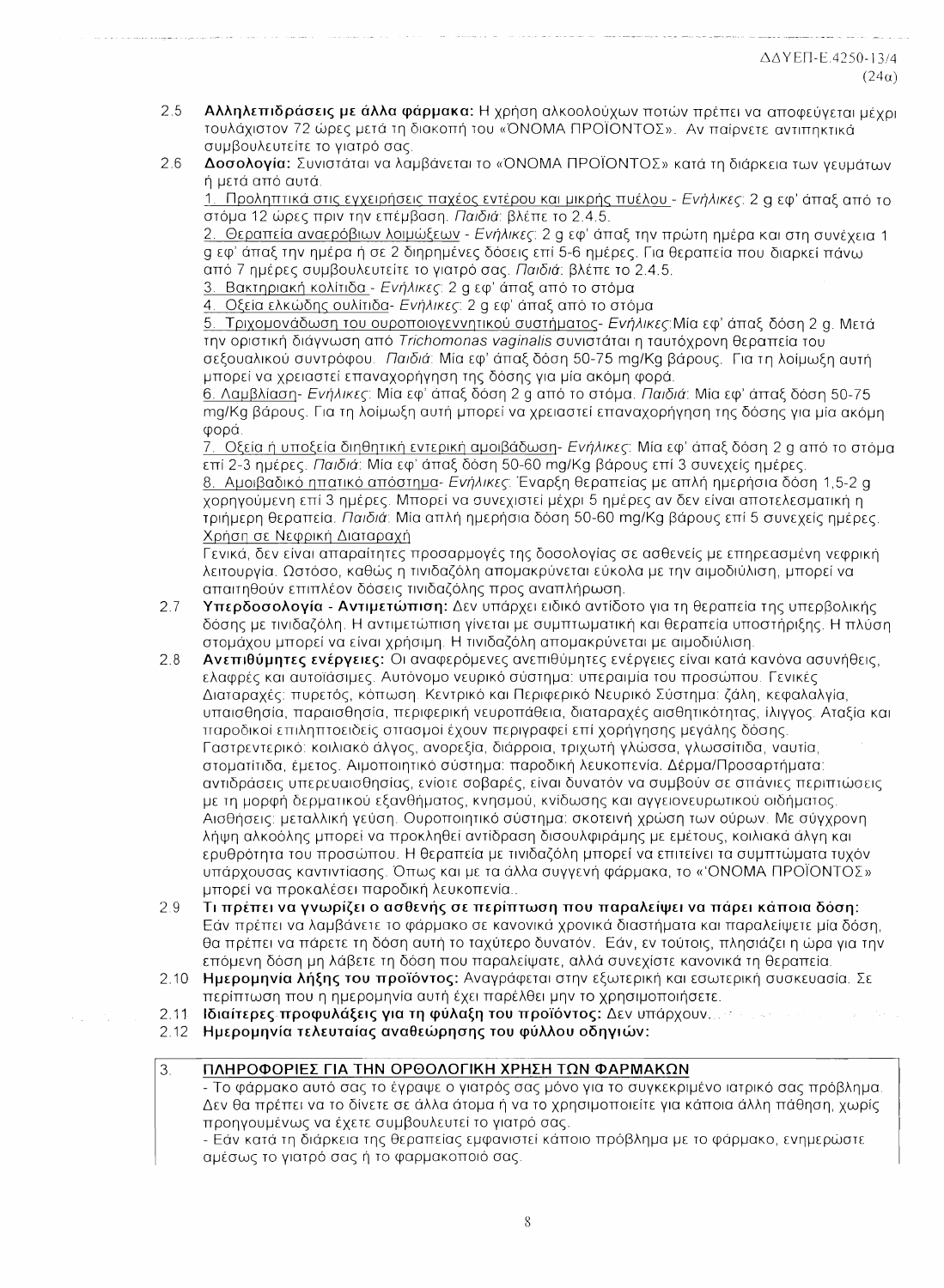ΔΔΥΕΠ-Ε.4250-13/4
(24α)

2.5 **Αλληλεπιδράσεις με άλλα φάρμακα:** Η χρήση αλκοολούχων ποτών πρέπει να αποφεύγεται μέχρι τουλάχιστον 72 ώρες μετά τη διακοπή του «ΌΝΟΜΑ ΠΡΟΪΟΝΤΟΣ». Αν παίρνετε αντιπηκτικά συμβουλευτείτε το γιατρό σας.

2.6 **Δοσολογία:** Συνιστάται να λαμβάνεται το «ΌΝΟΜΑ ΠΡΟΪΟΝΤΟΣ» κατά τη διάρκεια των γευμάτων ή μετά από αυτά.

1. Προληπτικά στις εγχειρήσεις παχέος εντέρου και μικρής πυέλου - *Ενήλικες*: 2 g εφ' άπαξ από το στόμα 12 ώρες πριν την επέμβαση. *Παιδιά*: βλέπε το 2.4.5.

2. Θεραπεία αναερόβιων λοιμώξεων - *Ενήλικες*: 2 g εφ' άπαξ την πρώτη ημέρα και στη συνέχεια 1 g εφ' άπαξ την ημέρα ή σε 2 διηρημένες δόσεις επί 5-6 ημέρες. Για θεραπεία που διαρκεί πάνω από 7 ημέρες συμβουλευτείτε το γιατρό σας. *Παιδιά*: βλέπε το 2.4.5.

3. Βακτηριακή κολίτιδα - *Ενήλικες*: 2 g εφ' άπαξ από το στόμα

4. Οξεία ελκώδης ουλίτιδα - *Ενήλικες*: 2 g εφ' άπαξ από το στόμα

5. Τριχομονάδωση του ουροποιογεννητικού συστήματος - *Ενήλικες*: Μία εφ' άπαξ δόση 2 g. Μετά την οριστική διάγνωση από *Trichomonas vaginalis* συνιστάται η ταυτόχρονη θεραπεία του σεξουαλικού συντρόφου. *Παιδιά*: Μία εφ' άπαξ δόση 50-75 mg/Kg βάρους. Για τη λοίμωξη αυτή μπορεί να χρειαστεί επαναχορήγηση της δόσης για μία ακόμη φορά.

6. Λαμβλίαση - *Ενήλικες*: Μία εφ' άπαξ δόση 2 g από το στόμα. *Παιδιά*: Μία εφ' άπαξ δόση 50-75 mg/Kg βάρους. Για τη λοίμωξη αυτή μπορεί να χρειαστεί επαναχορήγηση της δόσης για μία ακόμη φορά.

7. Οξεία ή υποξεία διηθητική εντερική αμοιβάδωση - *Ενήλικες*: Μία εφ' άπαξ δόση 2 g από το στόμα επί 2-3 ημέρες. *Παιδιά*: Μία εφ' άπαξ δόση 50-60 mg/Kg βάρους επί 3 συνεχείς ημέρες.

8. Αμοιβαδικό ηπατικό απόστημα - *Ενήλικες*: Έναρξη θεραπείας με απλή ημερήσια δόση 1,5-2 g χορηγούμενη επί 3 ημέρες. Μπορεί να συνεχιστεί μέχρι 5 ημέρες αν δεν είναι αποτελεσματική η τριήμερη θεραπεία. *Παιδιά*: Μία απλή ημερήσια δόση 50-60 mg/Kg βάρους επί 5 συνεχείς ημέρες.

Χρήση σε Νεφρική Διαταραχή

Γενικά, δεν είναι απαραίτητες προσαρμογές της δοσολογίας σε ασθενείς με επηρεασμένη νεφρική λειτουργία. Ωστόσο, καθώς η τινιδαζόλη απομακρύνεται εύκολα με την αιμοδιύλιση, μπορεί να απαιτηθούν επιπλέον δόσεις τινιδαζόλης προς αναπλήρωση.

2.7 **Υπερδοσολογία - Αντιμετώπιση:** Δεν υπάρχει ειδικό αντίδοτο για τη θεραπεία της υπερβολικής δόσης με τινιδαζόλη. Η αντιμετώπιση γίνεται με συμπτωματική και θεραπεία υποστήριξης. Η πλύση στομάχου μπορεί να είναι χρήσιμη. Η τινιδαζόλη απομακρύνεται με αιμοδιύλιση.

2.8 **Ανεπιθύμητες ενέργειες:** Οι αναφερόμενες ανεπιθύμητες ενέργειες είναι κατά κανόνα ασυνήθεις, ελαφρές και αυτοϊάσιμες. Αυτόνομο νευρικό σύστημα: υπεραιμία του προσώπου. Γενικές Διαταραχές: πυρετός, κόπωση. Κεντρικό και Περιφερικό Νευρικό Σύστημα: ζάλη, κεφαλαλγία, υπαισθησία, παραισθησία, περιφερική νευροπάθεια, διαταραχές αισθητικότητας, ίλιγγος. Αταξία και παροδικοί επιληπτοειδείς σπασμοί έχουν περιγραφεί επί χορήγησης μεγάλης δόσης. Γαστρεντερικό: κοιλιακό άλγος, ανορεξία, διάρροια, τριχωτή γλώσσα, γλωσσίτιδα, ναυτία, στοματίτιδα, έμετος. Αιμοποιητικό σύστημα: παροδική λευκοπενία. Δέρμα/Προσαρτήματα: αντιδράσεις υπερευαισθησίας, ενίοτε σοβαρές, είναι δυνατόν να συμβούν σε σπάνιες περιπτώσεις με τη μορφή δερματικού εξανθήματος, κνησμού, κνίδωσης και αγγειονευρωτικού οιδήματος. Αισθήσεις: μεταλλική γεύση. Ουροποιητικό σύστημα: σκοτεινή χρώση των ούρων. Με σύγχρονη λήψη αλκοόλης μπορεί να προκληθεί αντίδραση δισουλφιράμης με εμέτους, κοιλιακά άλγη και ερυθρότητα του προσώπου. Η θεραπεία με τινιδαζόλη μπορεί να επιτείνει τα συμπτώματα τυχόν υπάρχουσας καντιντίασης. Όπως και με τα άλλα συγγενή φάρμακα, το «ΌΝΟΜΑ ΠΡΟΪΟΝΤΟΣ» μπορεί να προκαλέσει παροδική λευκοπενία..

2.9 **Τι πρέπει να γνωρίζει ο ασθενής σε περίπτωση που παραλείψει να πάρει κάποια δόση:** Εάν πρέπει να λαμβάνετε το φάρμακο σε κανονικά χρονικά διαστήματα και παραλείψετε μία δόση, θα πρέπει να πάρετε τη δόση αυτή το ταχύτερο δυνατόν. Εάν, εν τούτοις, πλησιάζει η ώρα για την επόμενη δόση μη λάβετε τη δόση που παραλείψατε, αλλά συνεχίστε κανονικά τη θεραπεία.

2.10 **Ημερομηνία λήξης του προϊόντος:** Αναγράφεται στην εξωτερική και εσωτερική συσκευασία. Σε περίπτωση που η ημερομηνία αυτή έχει παρέλθει μην το χρησιμοποιήσετε.

2.11 **Ιδιαίτερες προφυλάξεις για τη φύλαξη του προϊόντος:** Δεν υπάρχουν.

2.12 **Ημερομηνία τελευταίας αναθεώρησης του φύλλου οδηγιών:**

## 3. ΠΛΗΡΟΦΟΡΙΕΣ ΓΙΑ ΤΗΝ ΟΡΘΟΛΟΓΙΚΗ ΧΡΗΣΗ ΤΩΝ ΦΑΡΜΑΚΩΝ

- Το φάρμακο αυτό σας το έγραψε ο γιατρός σας μόνο για το συγκεκριμένο ιατρικό σας πρόβλημα. Δεν θα πρέπει να το δίνετε σε άλλα άτομα ή να το χρησιμοποιείτε για κάποια άλλη πάθηση, χωρίς προηγουμένως να έχετε συμβουλευτεί το γιατρό σας.
- Εάν κατά τη διάρκεια της θεραπείας εμφανιστεί κάποιο πρόβλημα με το φάρμακο, ενημερώστε αμέσως το γιατρό σας ή το φαρμακοποιό σας.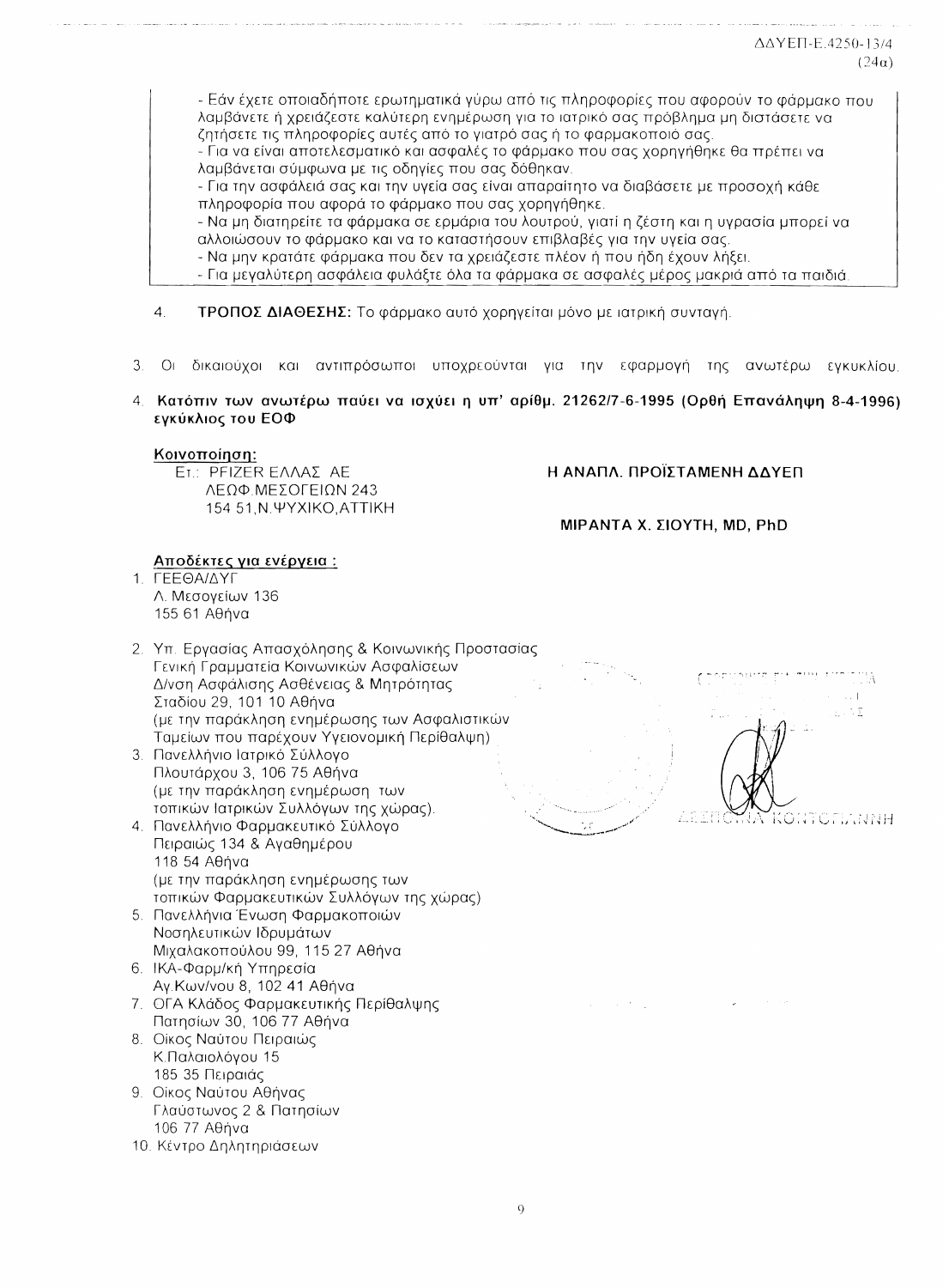ΔΔΥΕΠ-Ε.4250-13/4
(24α)

- Εάν έχετε οποιαδήποτε ερωτηματικά γύρω από τις πληροφορίες που αφορούν το φάρμακο που λαμβάνετε ή χρειάζεστε καλύτερη ενημέρωση για το ιατρικό σας πρόβλημα μη διστάσετε να ζητήσετε τις πληροφορίες αυτές από το γιατρό σας ή το φαρμακοποιό σας.
- Για να είναι αποτελεσματικό και ασφαλές το φάρμακο που σας χορηγήθηκε θα πρέπει να λαμβάνεται σύμφωνα με τις οδηγίες που σας δόθηκαν.
- Για την ασφάλειά σας και την υγεία σας είναι απαραίτητο να διαβάσετε με προσοχή κάθε πληροφορία που αφορά το φάρμακο που σας χορηγήθηκε.
- Να μη διατηρείτε τα φάρμακα σε ερμάρια του λουτρού, γιατί η ζέστη και η υγρασία μπορεί να αλλοιώσουν το φάρμακο και να το καταστήσουν επιβλαβές για την υγεία σας.
- Να μην κρατάτε φάρμακα που δεν τα χρειάζεστε πλέον ή που ήδη έχουν λήξει.
- Για μεγαλύτερη ασφάλεια φυλάξτε όλα τα φάρμακα σε ασφαλές μέρος μακριά από τα παιδιά.

4. **ΤΡΟΠΟΣ ΔΙΑΘΕΣΗΣ:** Το φάρμακο αυτό χορηγείται μόνο με ιατρική συνταγή.

3. Οι δικαιούχοι και αντιπρόσωποι υποχρεούνται για την εφαρμογή της ανωτέρω εγκυκλίου.

4. **Κατόπιν των ανωτέρω παύει να ισχύει η υπ' αρίθμ. 21262/7-6-1995 (Ορθή Επανάληψη 8-4-1996) εγκύκλιος του ΕΟΦ**

**Κοινοποίηση:**
Ετ.: PFIZER ΕΛΛΑΣ ΑΕ
ΛΕΩΦ.ΜΕΣΟΓΕΙΩΝ 243
154 51,Ν.ΨΥΧΙΚΟ,ΑΤΤΙΚΗ

**Η ΑΝΑΠΛ. ΠΡΟΪΣΤΑΜΕΝΗ ΔΔΥΕΠ**

**ΜΙΡΑΝΤΑ Χ. ΣΙΟΥΤΗ, MD, PhD**

**Αποδέκτες για ενέργεια :**

1. ΓΕΕΘΑ/ΔΥΓ
   Λ. Μεσογείων 136
   155 61 Αθήνα
2. Υπ. Εργασίας Απασχόλησης & Κοινωνικής Προστασίας
   Γενική Γραμματεία Κοινωνικών Ασφαλίσεων
   Δ/νση Ασφάλισης Ασθένειας & Μητρότητας
   Σταδίου 29, 101 10 Αθήνα
   (με την παράκληση ενημέρωσης των Ασφαλιστικών Ταμείων που παρέχουν Υγειονομική Περίθαλψη)
3. Πανελλήνιο Ιατρικό Σύλλογο
   Πλουτάρχου 3, 106 75 Αθήνα
   (με την παράκληση ενημέρωση των τοπικών Ιατρικών Συλλόγων της χώρας).
4. Πανελλήνιο Φαρμακευτικό Σύλλογο
   Πειραιώς 134 & Αγαθημέρου
   118 54 Αθήνα
   (με την παράκληση ενημέρωσης των τοπικών Φαρμακευτικών Συλλόγων της χώρας)
5. Πανελλήνια Ένωση Φαρμακοποιών Νοσηλευτικών Ιδρυμάτων
   Μιχαλακοπούλου 99, 115 27 Αθήνα
6. ΙΚΑ-Φαρμ/κή Υπηρεσία
   Αγ.Κων/νου 8, 102 41 Αθήνα
7. ΟΓΑ Κλάδος Φαρμακευτικής Περίθαλψης
   Πατησίων 30, 106 77 Αθήνα
8. Οίκος Ναύτου Πειραιώς
   Κ.Παλαιολόγου 15
   185 35 Πειραιάς
9. Οίκος Ναύτου Αθήνας
   Γλαύστωνος 2 & Πατησίων
   106 77 Αθήνα
10. Κέντρο Δηλητηριάσεων

ΔΕΣΠΟΙΝΑ ΚΟΝΤΟΓΙΑΝΝΗ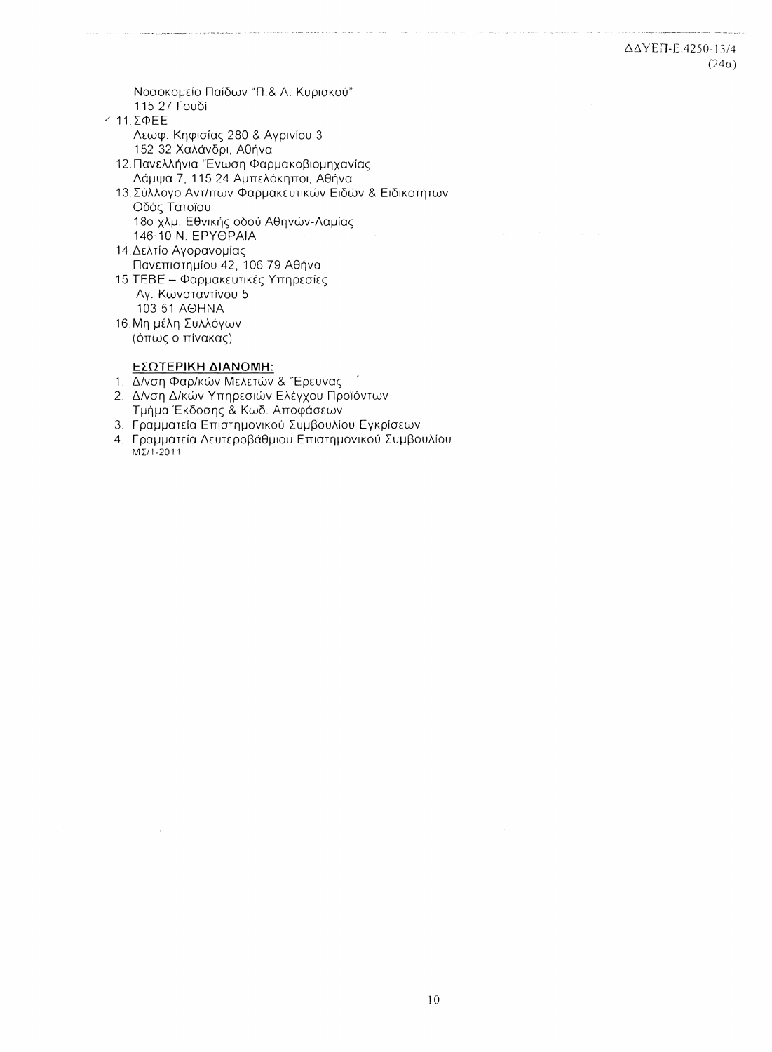Νοσοκομείο Παίδων "Π.& Α. Κυριακού"
115 27 Γουδί

11. ΣΦΕΕ
Λεωφ. Κηφισίας 280 & Αγρινίου 3
152 32 Χαλάνδρι, Αθήνα

12. Πανελλήνια Ένωση Φαρμακοβιομηχανίας
Λάμψα 7, 115 24 Αμπελόκηποι, Αθήνα

13. Σύλλογο Αντ/πων Φαρμακευτικών Ειδών & Ειδικοτήτων
Οδός Τατοΐου
18ο χλμ. Εθνικής οδού Αθηνών-Λαμίας
146 10 Ν. ΕΡΥΘΡΑΙΑ

14. Δελτίο Αγορανομίας
Πανεπιστημίου 42, 106 79 Αθήνα

15. ΤΕΒΕ – Φαρμακευτικές Υπηρεσίες
Αγ. Κωνσταντίνου 5
103 51 ΑΘΗΝΑ

16. Μη μέλη Συλλόγων
(όπως ο πίνακας)

**ΕΣΩΤΕΡΙΚΗ ΔΙΑΝΟΜΗ:**

1. Δ/νση Φαρ/κών Μελετών & Έρευνας
2. Δ/νση Δ/κών Υπηρεσιών Ελέγχου Προϊόντων
   Τμήμα Έκδοσης & Κωδ. Αποφάσεων
3. Γραμματεία Επιστημονικού Συμβουλίου Εγκρίσεων
4. Γραμματεία Δευτεροβάθμιου Επιστημονικού Συμβουλίου

ΜΣ/1-2011